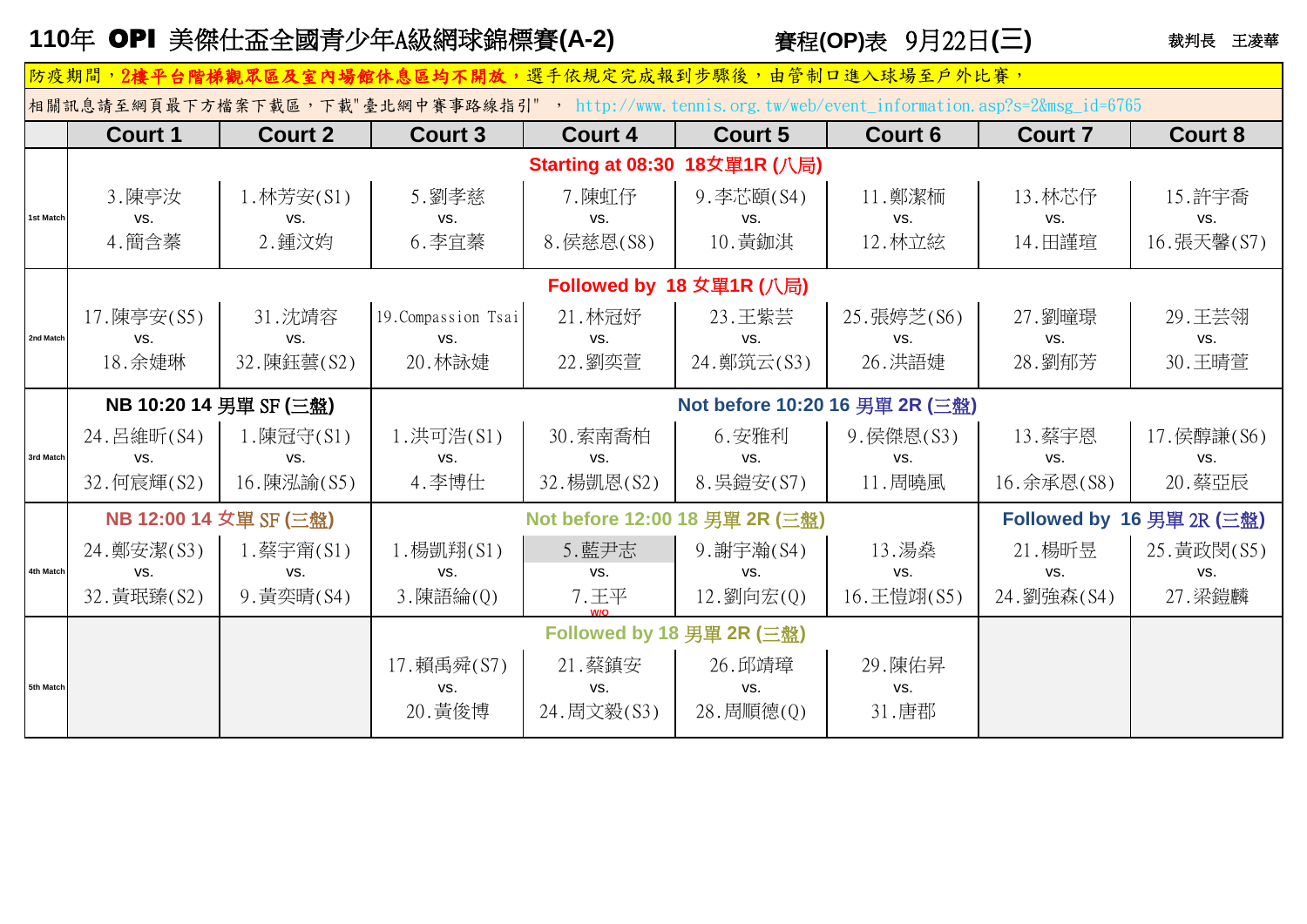# 110年 OPI 美傑仕盃全國青少年A級網球錦標賽(A-2)

賽程(OP)表 9月22日(三)

裁判長 王淩華

防疫期間，2樓平台階梯觀眾區及室內場館休息區均不開放，選手依規定完成報到步驟後，由管制口進入球場至戶外比賽，

相關訊息請至網頁最下方檔案下載區，下載"臺北網中賽事路線指引" ， http://www.tennis.org.tw/web/event_information.asp?s=2&msg_id=6765

| | Court 1 | Court 2 | Court 3 | Court 4 | Court 5 | Court 6 | Court 7 | Court 8 |
|---|---|---|---|---|---|---|---|---|
| | Starting at 08:30 18女單1R (八局) | | | | | | | |
| 1st Match | 3.陳亭汝 vs. 4.簡含蓁 | 1.林芳安(S1) vs. 2.鍾汶妁 | 5.劉孝慈 vs. 6.李宜蓁 | 7.陳虹伃 vs. 8.侯慈恩(S8) | 9.李芯頤(S4) vs. 10.黃鉫淇 | 11.鄭潔栭 vs. 12.林立絃 | 13.林芯伃 vs. 14.田謹瑄 | 15.許宇喬 vs. 16.張天馨(S7) |
| | Followed by 18 女單1R (八局) | | | | | | | |
| 2nd Match | 17.陳亭安(S5) vs. 18.余婕琳 | 31.沈靖容 vs. 32.陳鈺蕓(S2) | 19.Compassion Tsai vs. 20.林詠婕 | 21.林冠妤 vs. 22.劉奕萱 | 23.王紫芸 vs. 24.鄭筑云(S3) | 25.張婷芝(S6) vs. 26.洪語婕 | 27.劉曈璟 vs. 28.劉郁芳 | 29.王芸翎 vs. 30.王晴萱 |
| | NB 10:20 14 男單 SF (三盤) | | Not before 10:20 16 男單 2R (三盤) | | | | | |
| 3rd Match | 24.呂維昕(S4) vs. 32.何宸輝(S2) | 1.陳冠守(S1) vs. 16.陳泓諭(S5) | 1.洪可浩(S1) vs. 4.李博仕 | 30.索南喬柏 vs. 32.楊凱恩(S2) | 6.安雅利 vs. 8.吳鎧安(S7) | 9.侯傑恩(S3) vs. 11.周曉風 | 13.蔡宇恩 vs. 16.余承恩(S8) | 17.侯醇謙(S6) vs. 20.蔡亞辰 |
| | NB 12:00 14 女單 SF (三盤) | | Not before 12:00 18 男單 2R (三盤) | | | | Followed by 16 男單 2R (三盤) | |
| 4th Match | 24.鄭安潔(S3) vs. 32.黃珉臻(S2) | 1.蔡宇甯(S1) vs. 9.黃奕晴(S4) | 1.楊凱翔(S1) vs. 3.陳語綸(Q) | 5.藍尹志 vs. 7.王平 W/O | 9.謝宇瀚(S4) vs. 12.劉向宏(Q) | 13.湯燊 vs. 16.王愷翊(S5) | 21.楊昕昱 vs. 24.劉強森(S4) | 25.黃政閔(S5) vs. 27.梁鎧麟 |
| | | | Followed by 18 男單 2R (三盤) | | | | | |
| 5th Match | | | 17.賴禹舜(S7) vs. 20.黃俊博 | 21.蔡鎮安 vs. 24.周文毅(S3) | 26.邱靖璋 vs. 28.周順德(Q) | 29.陳佑昇 vs. 31.唐郡 | | |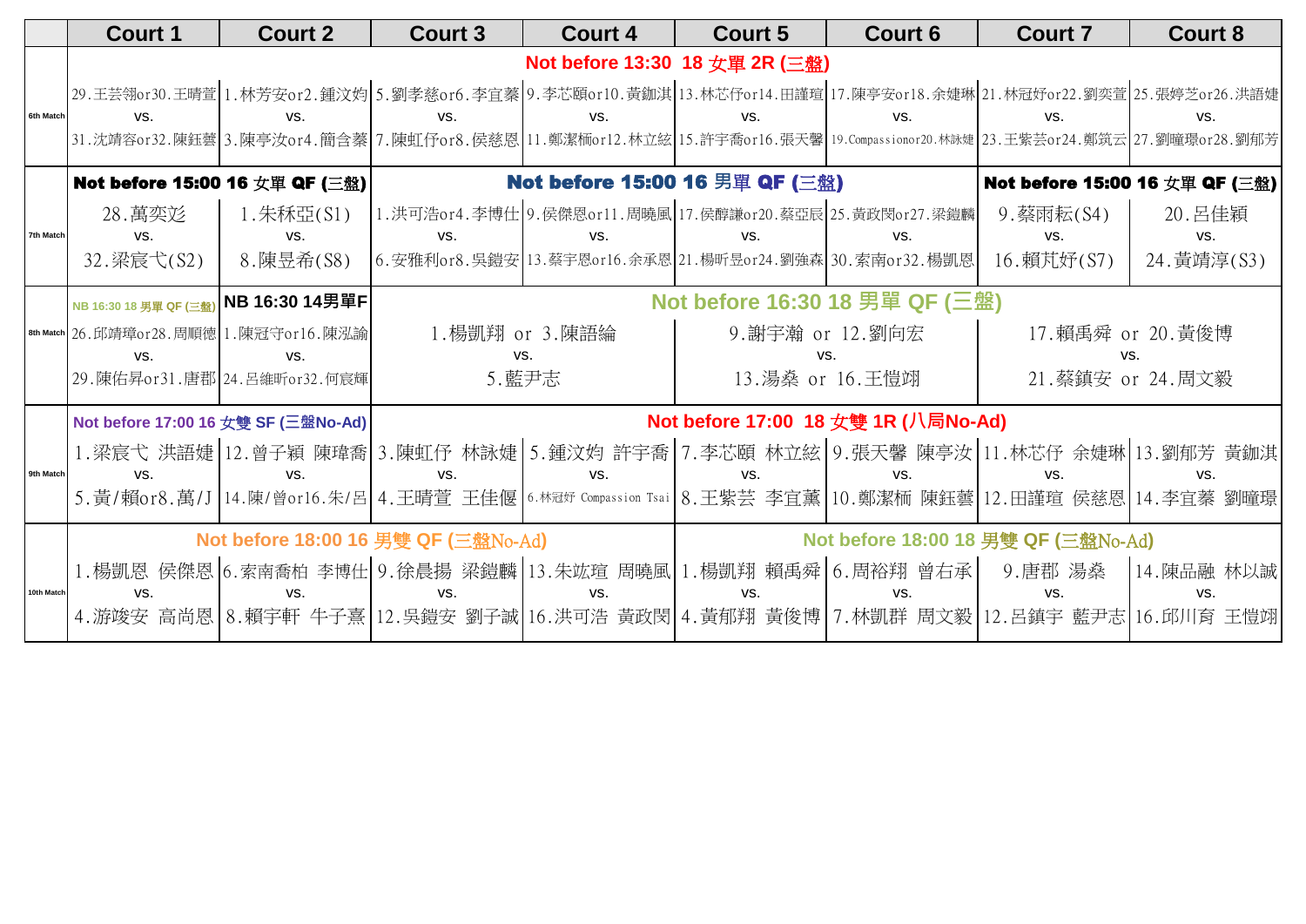| | Court 1 | Court 2 | Court 3 | Court 4 | Court 5 | Court 6 | Court 7 | Court 8 |
|---|---|---|---|---|---|---|---|---|
| | Not before 13:30 18 女單 2R (三盤) | | | | | | | |
| 6th Match | 29.王芸翎or30.王晴萱 vs. 31.沈靖容or32.陳鈺蘐 | 1.林芳安or2.鍾汶妁 vs. 3.陳亭汝or4.簡含蓁 | 5.劉孝慈or6.李宜蓁 vs. 7.陳虹伃or8.侯慈恩 | 9.李芯頤or10.黃伽淇 vs. 11.鄭潔栭or12.林立紘 | 13.林芯伃or14.田謹瑄 vs. 15.許宇喬or16.張天馨 | 17.陳亭安or18.余婕琳 vs. 19.Compassionor20.林詠婕 | 21.林冠妤or22.劉奕萱 vs. 23.王紫芸or24.鄭筑云 | 25.張婷芝or26.洪語婕 vs. 27.劉曈璟or28.劉郁芳 |
| | Not before 15:00 16 女單 QF (三盤) | | Not before 15:00 16 男單 QF (三盤) | | | | Not before 15:00 16 女單 QF (三盤) | |
| 7th Match | 28.萬奕彣 vs. 32.梁宸弋(S2) | 1.朱秝亞(S1) vs. 8.陳昱希(S8) | 1.洪可浩or4.李博仕 vs. 6.安雅利or8.吳鎧安 | 9.侯傑恩or11.周曉風 vs. 13.蔡宇恩or16.余承恩 | 17.侯醇謙or20.蔡亞辰 vs. 21.楊昕昱or24.劉強森 | 25.黃政閔or27.梁鎧麟 vs. 30.索南or32.楊凱恩 | 9.蔡雨耘(S4) vs. 16.賴芃妤(S7) | 20.呂佳穎 vs. 24.黃靖淳(S3) |
| | NB 16:30 18 男單 QF (三盤) | NB 16:30 14男單F | Not before 16:30 18 男單 QF (三盤) | | | | | |
| 8th Match | 26.邱靖璋or28.周順德 vs. 29.陳佑昇or31.唐郡 | 1.陳冠守or16.陳泓諭 vs. 24.呂維昕or32.何宸輝 | 1.楊凱翔 or 3.陳語綸 vs. 5.藍尹志 | | 9.謝宇瀚 or 12.劉向宏 vs. 13.湯燊 or 16.王愷翊 | | 17.賴禹舜 or 20.黃俊博 vs. 21.蔡鎮安 or 24.周文毅 | |
| | Not before 17:00 16 女雙 SF (三盤No-Ad) | | Not before 17:00 18 女雙 1R (八局No-Ad) | | | | | |
| 9th Match | 1.梁宸弋 洪語婕 vs. 5.黃/賴or8.萬/J | 12.曾子穎 陳瑋喬 vs. 14.陳/曾or16.朱/呂 | 3.陳虹伃 林詠婕 vs. 4.王晴萱 王佳偃 | 5.鍾汶妁 許宇喬 vs. 6.林冠妤 Compassion Tsai | 7.李芯頤 林立紘 vs. 8.王紫芸 李宜薰 | 9.張天馨 陳亭汝 vs. 10.鄭潔栭 陳鈺蘐 | 11.林芯伃 余婕琳 vs. 12.田謹瑄 侯慈恩 | 13.劉郁芳 黃伽淇 vs. 14.李宜蓁 劉曈璟 |
| | Not before 18:00 16 男雙 QF (三盤No-Ad) | | | | Not before 18:00 18 男雙 QF (三盤No-Ad) | | | |
| 10th Match | 1.楊凱恩 侯傑恩 vs. 4.游竣安 高尚恩 | 6.索南喬柏 李博仕 vs. 8.賴宇軒 牛子熹 | 9.徐晨揚 梁鎧麟 vs. 12.吳鎧安 劉子誠 | 13.朱竑瑄 周曉風 vs. 16.洪可浩 黃政閔 | 1.楊凱翔 賴禹舜 vs. 4.黃郁翔 黃俊博 | 6.周裕翔 曾右承 vs. 7.林凱群 周文毅 | 9.唐郡 湯燊 vs. 12.呂鎮宇 藍尹志 | 14.陳品融 林以誠 vs. 16.邱川育 王愷翊 |